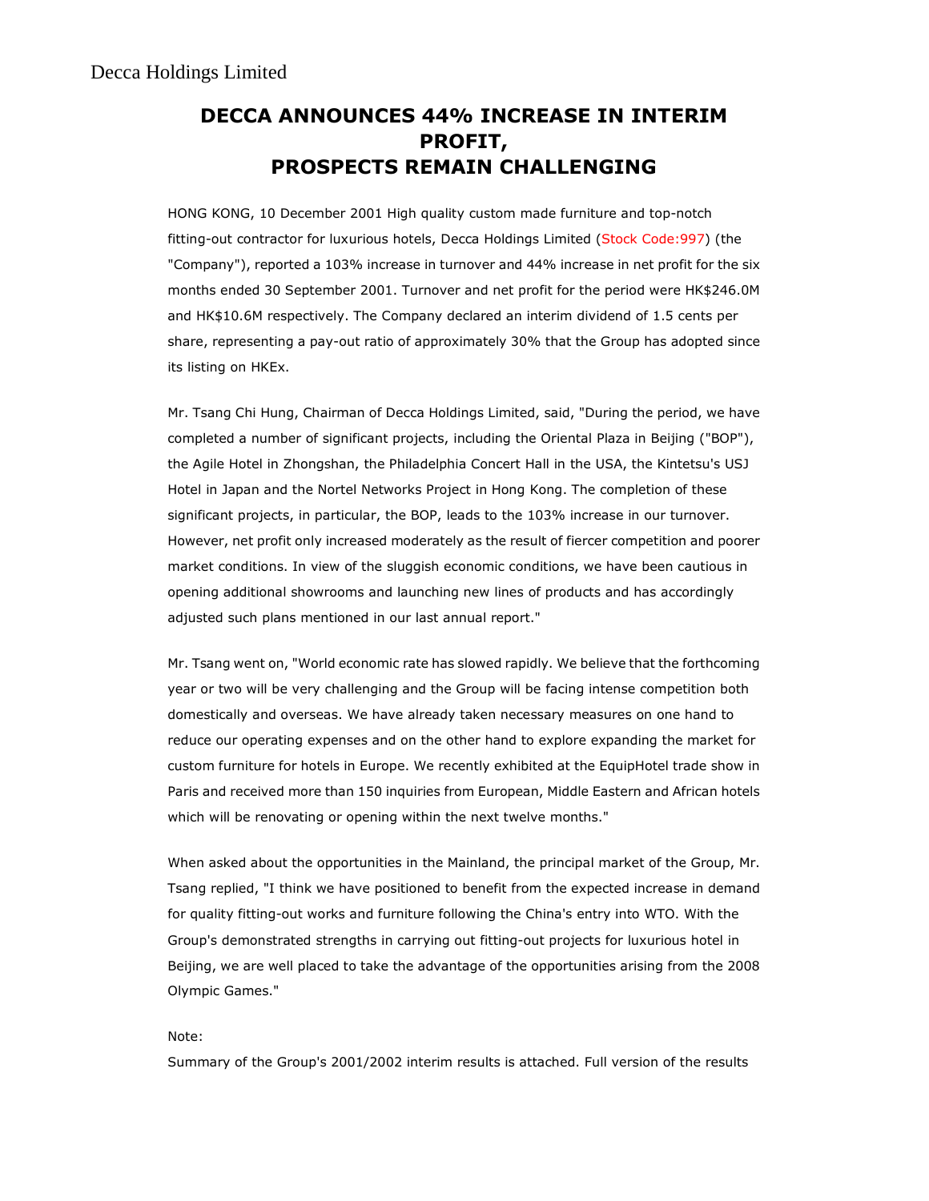Decca Holdings Limited

# DECCA ANNOUNCES 44% INCREASE IN INTERIM PROFIT, PROSPECTS REMAIN CHALLENGING

HONG KONG, 10 December 2001 High quality custom made furniture and top-notch fitting-out contractor for luxurious hotels, Decca Holdings Limited (Stock Code:997) (the "Company"), reported a 103% increase in turnover and 44% increase in net profit for the six months ended 30 September 2001. Turnover and net profit for the period were HK$246.0M and HK$10.6M respectively. The Company declared an interim dividend of 1.5 cents per share, representing a pay-out ratio of approximately 30% that the Group has adopted since its listing on HKEx.

Mr. Tsang Chi Hung, Chairman of Decca Holdings Limited, said, "During the period, we have completed a number of significant projects, including the Oriental Plaza in Beijing ("BOP"), the Agile Hotel in Zhongshan, the Philadelphia Concert Hall in the USA, the Kintetsu's USJ Hotel in Japan and the Nortel Networks Project in Hong Kong. The completion of these significant projects, in particular, the BOP, leads to the 103% increase in our turnover. However, net profit only increased moderately as the result of fiercer competition and poorer market conditions. In view of the sluggish economic conditions, we have been cautious in opening additional showrooms and launching new lines of products and has accordingly adjusted such plans mentioned in our last annual report."

Mr. Tsang went on, "World economic rate has slowed rapidly. We believe that the forthcoming year or two will be very challenging and the Group will be facing intense competition both domestically and overseas. We have already taken necessary measures on one hand to reduce our operating expenses and on the other hand to explore expanding the market for custom furniture for hotels in Europe. We recently exhibited at the EquipHotel trade show in Paris and received more than 150 inquiries from European, Middle Eastern and African hotels which will be renovating or opening within the next twelve months."

When asked about the opportunities in the Mainland, the principal market of the Group, Mr. Tsang replied, "I think we have positioned to benefit from the expected increase in demand for quality fitting-out works and furniture following the China's entry into WTO. With the Group's demonstrated strengths in carrying out fitting-out projects for luxurious hotel in Beijing, we are well placed to take the advantage of the opportunities arising from the 2008 Olympic Games."

Note:

Summary of the Group's 2001/2002 interim results is attached. Full version of the results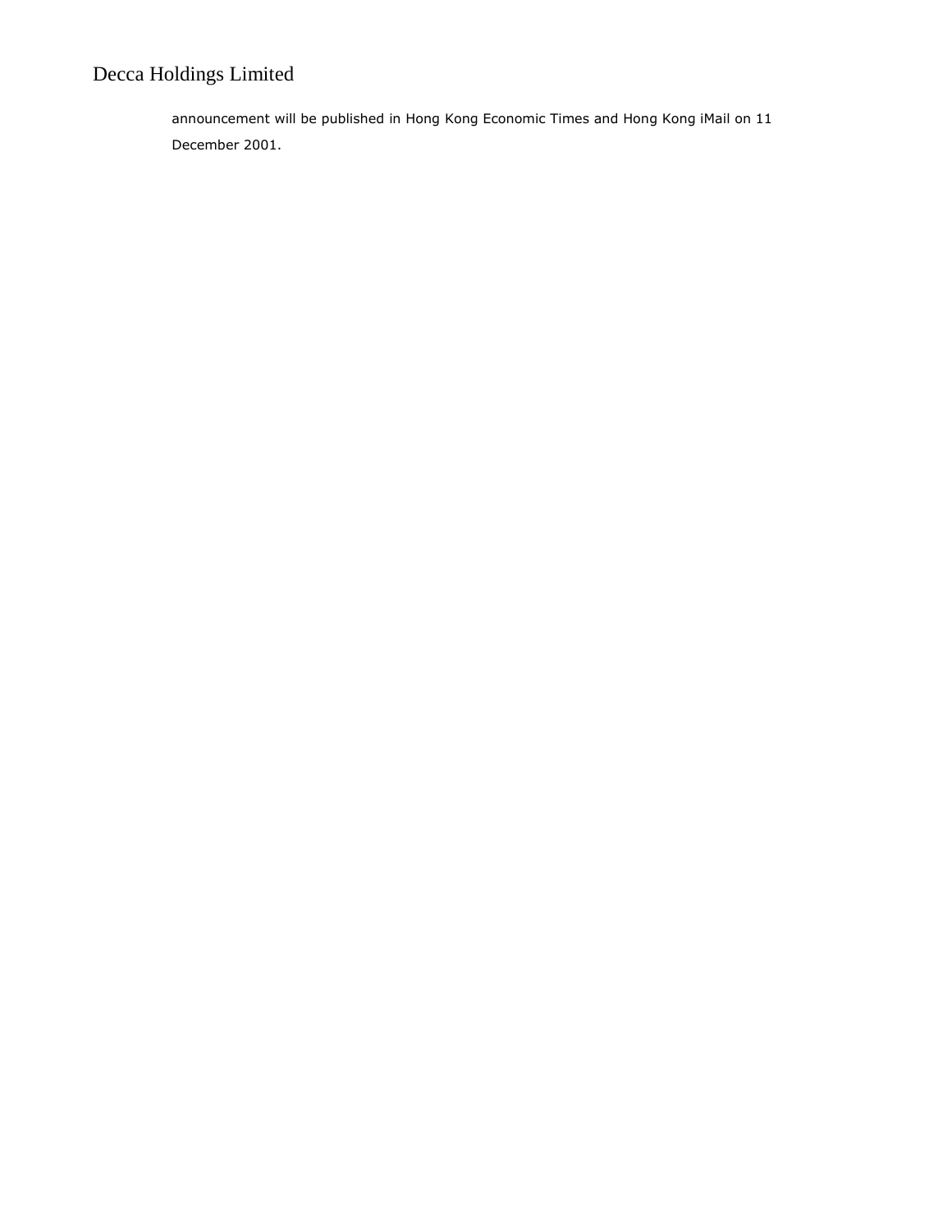announcement will be published in Hong Kong Economic Times and Hong Kong iMail on 11 December 2001.